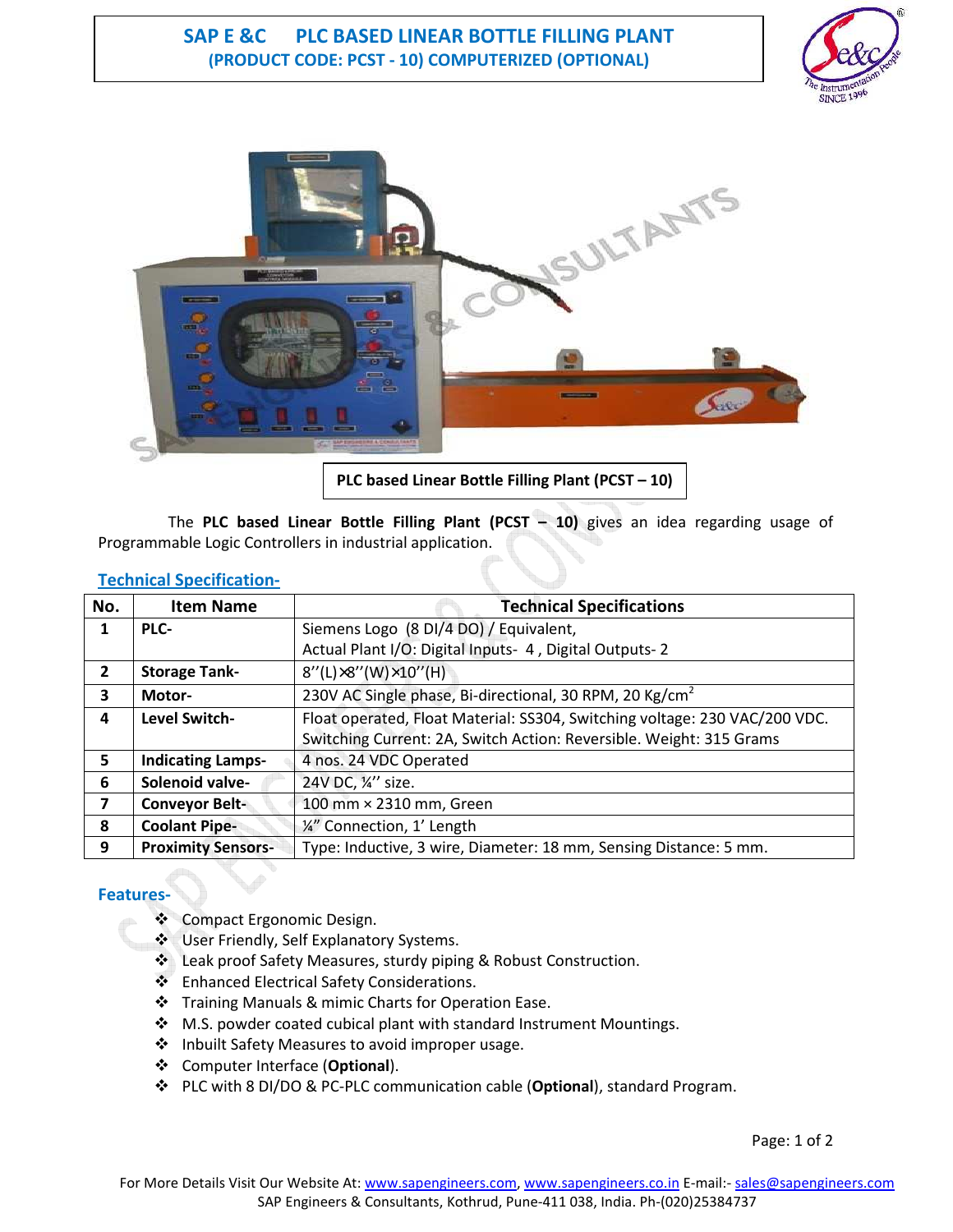# SAP E &C PLC BASED LINEAR BOTTLE FILLING PLANT

## (PRODUCT CODE: PCST - 10) COMPUTERIZED (OPTIONAL)

**PLC based Linear Bottle Filling Plant (PCST – 10)**

The **PLC based Linear Bottle Filling Plant (PCST – 10)** gives an idea regarding usage of Programmable Logic Controllers in industrial application.

### Technical Specification-

| No. | Item Name | Technical Specifications |
|---|---|---|
| 1 | **PLC-** | Siemens Logo (8 DI/4 DO) / Equivalent,<br>Actual Plant I/O: Digital Inputs- 4 , Digital Outputs- 2 |
| 2 | **Storage Tank-** | 8''(L)×8''(W)×10''(H) |
| 3 | **Motor-** | 230V AC Single phase, Bi-directional, 30 RPM, 20 Kg/cm$^2$ |
| 4 | **Level Switch-** | Float operated, Float Material: SS304, Switching voltage: 230 VAC/200 VDC. Switching Current: 2A, Switch Action: Reversible. Weight: 315 Grams |
| 5 | **Indicating Lamps-** | 4 nos. 24 VDC Operated |
| 6 | **Solenoid valve-** | 24V DC, ¼'' size. |
| 7 | **Conveyor Belt-** | 100 mm × 2310 mm, Green |
| 8 | **Coolant Pipe-** | ¼" Connection, 1' Length |
| 9 | **Proximity Sensors-** | Type: Inductive, 3 wire, Diameter: 18 mm, Sensing Distance: 5 mm. |

### Features-

- Compact Ergonomic Design.
- User Friendly, Self Explanatory Systems.
- Leak proof Safety Measures, sturdy piping & Robust Construction.
- Enhanced Electrical Safety Considerations.
- Training Manuals & mimic Charts for Operation Ease.
- M.S. powder coated cubical plant with standard Instrument Mountings.
- Inbuilt Safety Measures to avoid improper usage.
- Computer Interface (**Optional**).
- PLC with 8 DI/DO & PC-PLC communication cable (**Optional**), standard Program.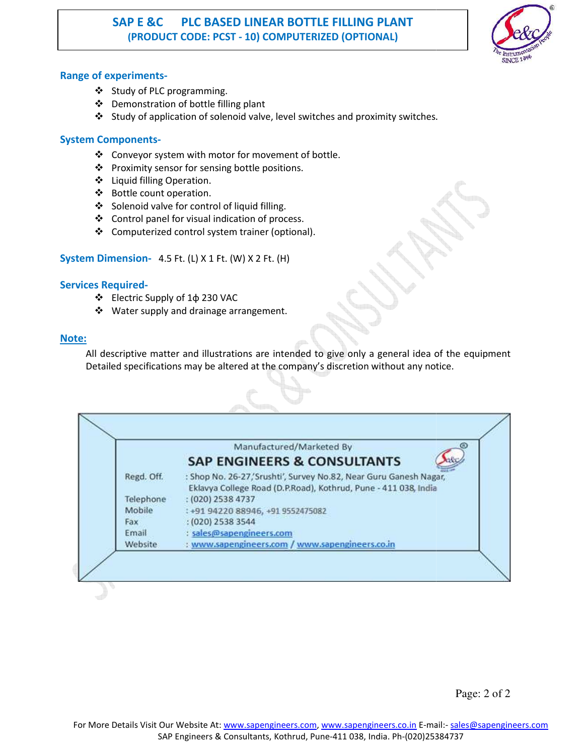# SAP E &C PLC BASED LINEAR BOTTLE FILLING PLANT
## (PRODUCT CODE: PCST - 10) COMPUTERIZED (OPTIONAL)

**Range of experiments-**

- Study of PLC programming.
- Demonstration of bottle filling plant
- Study of application of solenoid valve, level switches and proximity switches.

**System Components-**

- Conveyor system with motor for movement of bottle.
- Proximity sensor for sensing bottle positions.
- Liquid filling Operation.
- Bottle count operation.
- Solenoid valve for control of liquid filling.
- Control panel for visual indication of process.
- Computerized control system trainer (optional).

**System Dimension-** 4.5 Ft. (L) X 1 Ft. (W) X 2 Ft. (H)

**Services Required-**

- Electric Supply of 1ϕ 230 VAC
- Water supply and drainage arrangement.

**Note:**

All descriptive matter and illustrations are intended to give only a general idea of the equipment Detailed specifications may be altered at the company's discretion without any notice.

Manufactured/Marketed By

**SAP ENGINEERS & CONSULTANTS**

| | |
|---|---|
| Regd. Off. | : Shop No. 26-27,'Srushti', Survey No.82, Near Guru Ganesh Nagar, Eklavya College Road (D.P.Road), Kothrud, Pune - 411 038, India |
| Telephone | : (020) 2538 4737 |
| Mobile | : +91 94220 88946, +91 9552475082 |
| Fax | : (020) 2538 3544 |
| Email | : sales@sapengineers.com |
| Website | : www.sapengineers.com / www.sapengineers.co.in |

For More Details Visit Our Website At: www.sapengineers.com, www.sapengineers.co.in E-mail:- sales@sapengineers.com
SAP Engineers & Consultants, Kothrud, Pune-411 038, India. Ph-(020)25384737